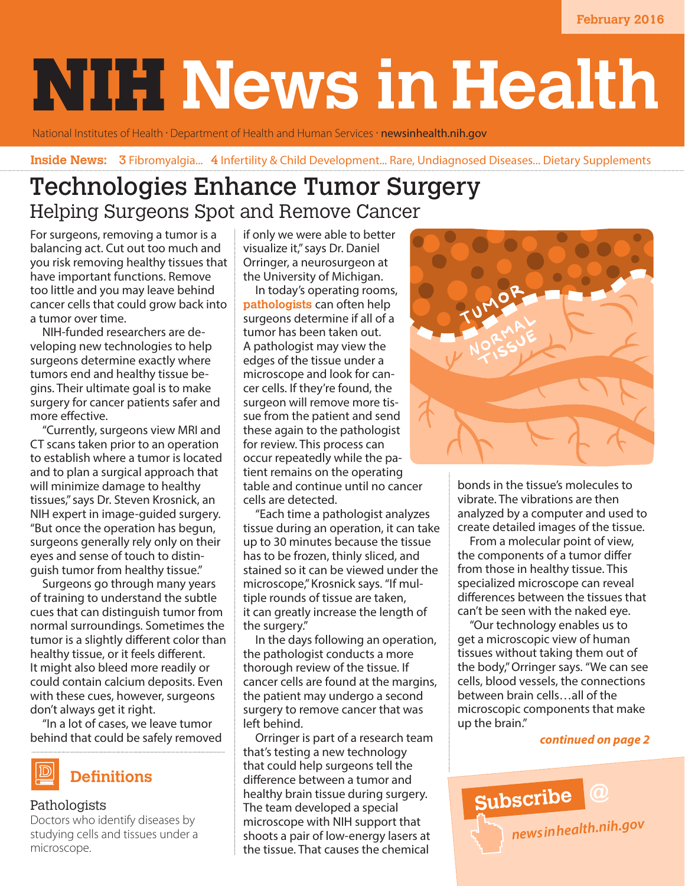February 2016

# NIH News in Health

National Institutes of Health · Department of Health and Human Services · newsinhealth.nih.gov

**Inside News:** 3 Fibromyalgia... 4 Infertility & Child Development... Rare, Undiagnosed Diseases... Dietary Supplements

## Technologies Enhance Tumor Surgery

### Helping Surgeons Spot and Remove Cancer

For surgeons, removing a tumor is a balancing act. Cut out too much and you risk removing healthy tissues that have important functions. Remove too little and you may leave behind cancer cells that could grow back into a tumor over time.

NIH-funded researchers are developing new technologies to help surgeons determine exactly where tumors end and healthy tissue begins. Their ultimate goal is to make surgery for cancer patients safer and more effective.

"Currently, surgeons view MRI and CT scans taken prior to an operation to establish where a tumor is located and to plan a surgical approach that will minimize damage to healthy tissues," says Dr. Steven Krosnick, an NIH expert in image-guided surgery. "But once the operation has begun, surgeons generally rely only on their eyes and sense of touch to distinguish tumor from healthy tissue."

Surgeons go through many years of training to understand the subtle cues that can distinguish tumor from normal surroundings. Sometimes the tumor is a slightly different color than healthy tissue, or it feels different. It might also bleed more readily or could contain calcium deposits. Even with these cues, however, surgeons don't always get it right.

"In a lot of cases, we leave tumor behind that could be safely removed if only we were able to better visualize it," says Dr. Daniel Orringer, a neurosurgeon at the University of Michigan.

In today's operating rooms, **pathologists** can often help surgeons determine if all of a tumor has been taken out. A pathologist may view the edges of the tissue under a microscope and look for cancer cells. If they're found, the surgeon will remove more tissue from the patient and send these again to the pathologist for review. This process can occur repeatedly while the patient remains on the operating table and continue until no cancer cells are detected.

"Each time a pathologist analyzes tissue during an operation, it can take up to 30 minutes because the tissue has to be frozen, thinly sliced, and stained so it can be viewed under the microscope," Krosnick says. "If multiple rounds of tissue are taken, it can greatly increase the length of the surgery."

In the days following an operation, the pathologist conducts a more thorough review of the tissue. If cancer cells are found at the margins, the patient may undergo a second surgery to remove cancer that was left behind.

Orringer is part of a research team that's testing a new technology that could help surgeons tell the difference between a tumor and healthy brain tissue during surgery. The team developed a special microscope with NIH support that shoots a pair of low-energy lasers at the tissue. That causes the chemical bonds in the tissue's molecules to vibrate. The vibrations are then analyzed by a computer and used to create detailed images of the tissue.

TUMOR
NORMAL TISSUE

From a molecular point of view, the components of a tumor differ from those in healthy tissue. This specialized microscope can reveal differences between the tissues that can't be seen with the naked eye.

"Our technology enables us to get a microscopic view of human tissues without taking them out of the body," Orringer says. "We can see cells, blood vessels, the connections between brain cells…all of the microscopic components that make up the brain."

*continued on page 2*

### Definitions

**Pathologists**
Doctors who identify diseases by studying cells and tissues under a microscope.

**Subscribe @** newsinhealth.nih.gov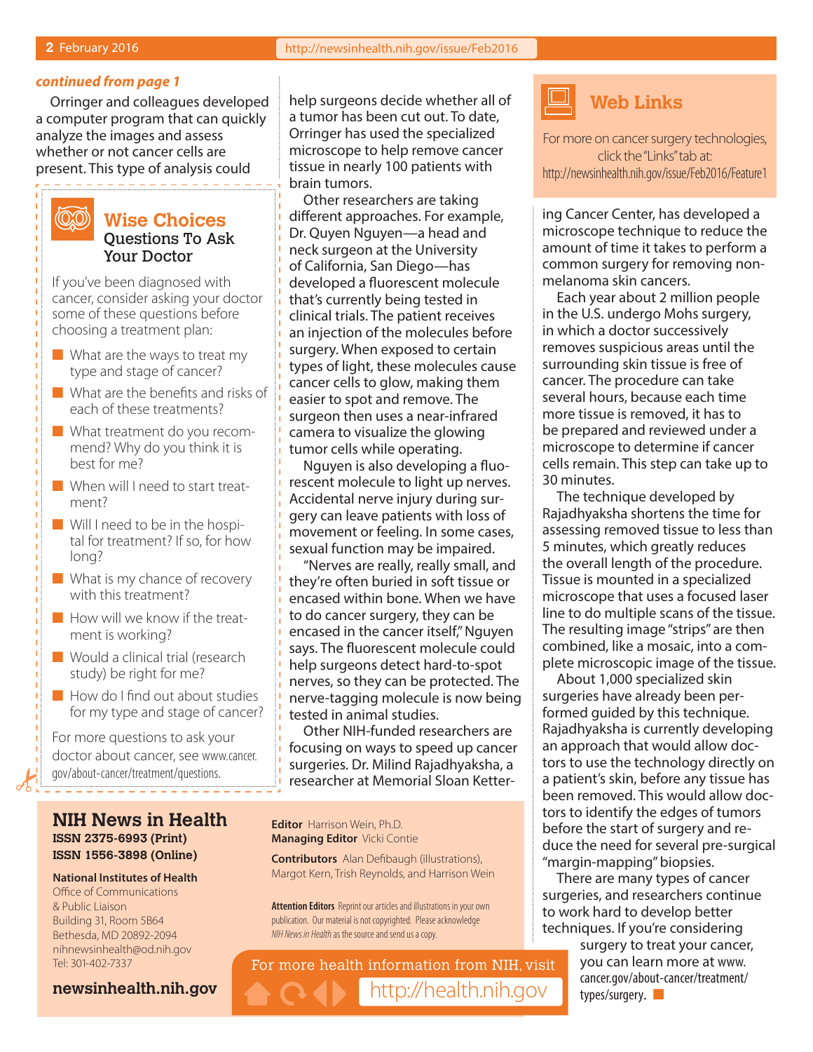*continued from page 1*

Orringer and colleagues developed a computer program that can quickly analyze the images and assess whether or not cancer cells are present. This type of analysis could help surgeons decide whether all of a tumor has been cut out. To date, Orringer has used the specialized microscope to help remove cancer tissue in nearly 100 patients with brain tumors.

Other researchers are taking different approaches. For example, Dr. Quyen Nguyen—a head and neck surgeon at the University of California, San Diego—has developed a fluorescent molecule that's currently being tested in clinical trials. The patient receives an injection of the molecules before surgery. When exposed to certain types of light, these molecules cause cancer cells to glow, making them easier to spot and remove. The surgeon then uses a near-infrared camera to visualize the glowing tumor cells while operating.

Nguyen is also developing a fluorescent molecule to light up nerves. Accidental nerve injury during surgery can leave patients with loss of movement or feeling. In some cases, sexual function may be impaired.

"Nerves are really, really small, and they're often buried in soft tissue or encased within bone. When we have to do cancer surgery, they can be encased in the cancer itself," Nguyen says. The fluorescent molecule could help surgeons detect hard-to-spot nerves, so they can be protected. The nerve-tagging molecule is now being tested in animal studies.

Other NIH-funded researchers are focusing on ways to speed up cancer surgeries. Dr. Milind Rajadhyaksha, a researcher at Memorial Sloan Kettering Cancer Center, has developed a microscope technique to reduce the amount of time it takes to perform a common surgery for removing non-melanoma skin cancers.

Each year about 2 million people in the U.S. undergo Mohs surgery, in which a doctor successively removes suspicious areas until the surrounding skin tissue is free of cancer. The procedure can take several hours, because each time more tissue is removed, it has to be prepared and reviewed under a microscope to determine if cancer cells remain. This step can take up to 30 minutes.

The technique developed by Rajadhyaksha shortens the time for assessing removed tissue to less than 5 minutes, which greatly reduces the overall length of the procedure. Tissue is mounted in a specialized microscope that uses a focused laser line to do multiple scans of the tissue. The resulting image "strips" are then combined, like a mosaic, into a complete microscopic image of the tissue.

About 1,000 specialized skin surgeries have already been performed guided by this technique. Rajadhyaksha is currently developing an approach that would allow doctors to use the technology directly on a patient's skin, before any tissue has been removed. This would allow doctors to identify the edges of tumors before the start of surgery and reduce the need for several pre-surgical "margin-mapping" biopsies.

There are many types of cancer surgeries, and researchers continue to work hard to develop better techniques. If you're considering surgery to treat your cancer, you can learn more at www.cancer.gov/about-cancer/treatment/types/surgery. ■

## Wise Choices
### Questions To Ask Your Doctor

If you've been diagnosed with cancer, consider asking your doctor some of these questions before choosing a treatment plan:

- What are the ways to treat my type and stage of cancer?
- What are the benefits and risks of each of these treatments?
- What treatment do you recommend? Why do you think it is best for me?
- When will I need to start treatment?
- Will I need to be in the hospital for treatment? If so, for how long?
- What is my chance of recovery with this treatment?
- How will we know if the treatment is working?
- Would a clinical trial (research study) be right for me?
- How do I find out about studies for my type and stage of cancer?

For more questions to ask your doctor about cancer, see www.cancer.gov/about-cancer/treatment/questions.

## Web Links

For more on cancer surgery technologies, click the "Links" tab at: http://newsinhealth.nih.gov/issue/Feb2016/Feature1

## NIH News in Health
**ISSN 2375-6993 (Print)**
**ISSN 1556-3898 (Online)**

**National Institutes of Health**
Office of Communications
& Public Liaison
Building 31, Room 5B64
Bethesda, MD 20892-2094
nihnewsinhealth@od.nih.gov
Tel: 301-402-7337

**newsinhealth.nih.gov**

**Editor** Harrison Wein, Ph.D.
**Managing Editor** Vicki Contie

**Contributors** Alan Defibaugh (illustrations), Margot Kern, Trish Reynolds, and Harrison Wein

**Attention Editors** Reprint our articles and illustrations in your own publication. Our material is not copyrighted. Please acknowledge *NIH News in Health* as the source and send us a copy.

For more health information from NIH, visit http://health.nih.gov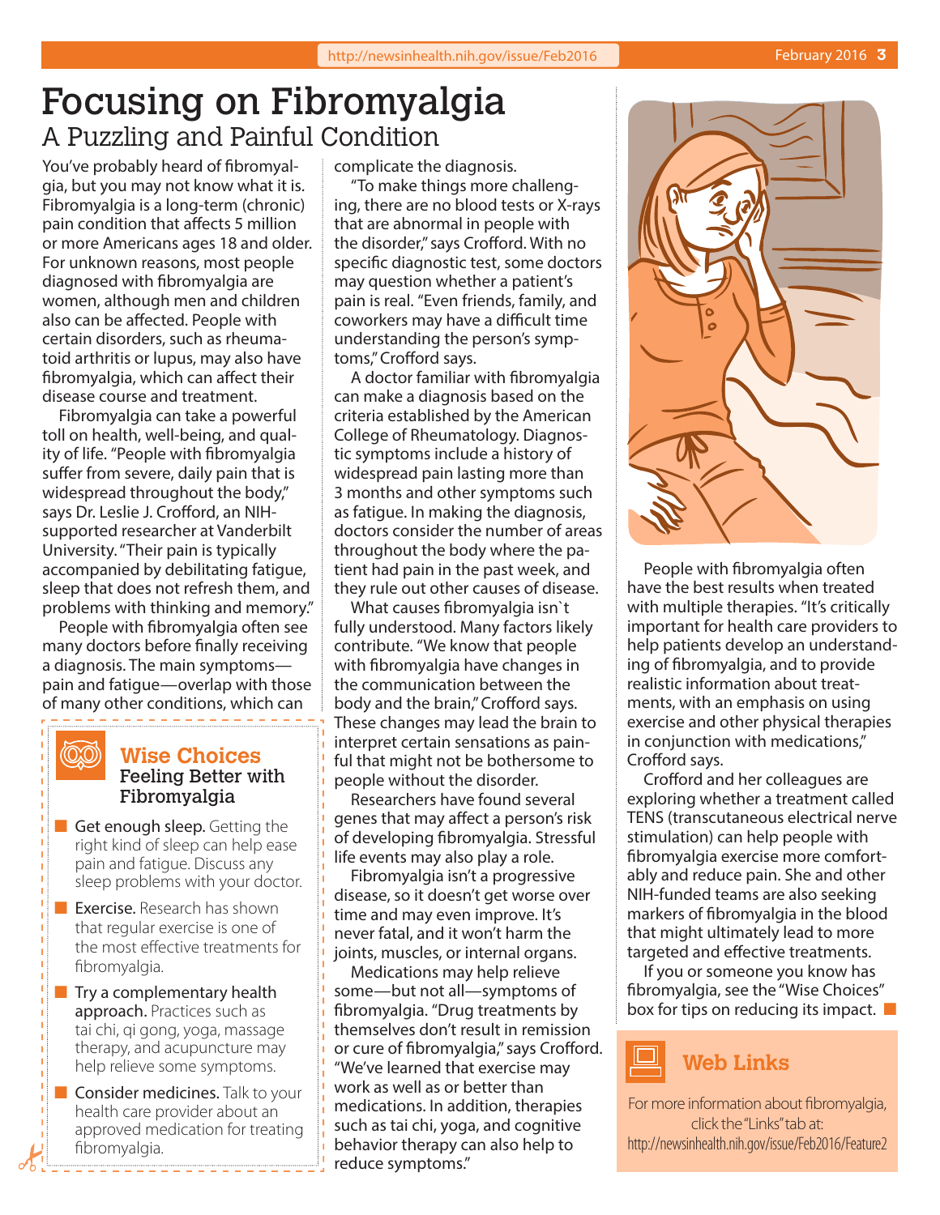# Focusing on Fibromyalgia

## A Puzzling and Painful Condition

You've probably heard of fibromyalgia, but you may not know what it is. Fibromyalgia is a long-term (chronic) pain condition that affects 5 million or more Americans ages 18 and older. For unknown reasons, most people diagnosed with fibromyalgia are women, although men and children also can be affected. People with certain disorders, such as rheumatoid arthritis or lupus, may also have fibromyalgia, which can affect their disease course and treatment.

Fibromyalgia can take a powerful toll on health, well-being, and quality of life. "People with fibromyalgia suffer from severe, daily pain that is widespread throughout the body," says Dr. Leslie J. Crofford, an NIH-supported researcher at Vanderbilt University. "Their pain is typically accompanied by debilitating fatigue, sleep that does not refresh them, and problems with thinking and memory."

People with fibromyalgia often see many doctors before finally receiving a diagnosis. The main symptoms—pain and fatigue—overlap with those of many other conditions, which can complicate the diagnosis.

"To make things more challenging, there are no blood tests or X-rays that are abnormal in people with the disorder," says Crofford. With no specific diagnostic test, some doctors may question whether a patient's pain is real. "Even friends, family, and coworkers may have a difficult time understanding the person's symptoms," Crofford says.

A doctor familiar with fibromyalgia can make a diagnosis based on the criteria established by the American College of Rheumatology. Diagnostic symptoms include a history of widespread pain lasting more than 3 months and other symptoms such as fatigue. In making the diagnosis, doctors consider the number of areas throughout the body where the patient had pain in the past week, and they rule out other causes of disease.

What causes fibromyalgia isn`t fully understood. Many factors likely contribute. "We know that people with fibromyalgia have changes in the communication between the body and the brain," Crofford says. These changes may lead the brain to interpret certain sensations as painful that might not be bothersome to people without the disorder.

Researchers have found several genes that may affect a person's risk of developing fibromyalgia. Stressful life events may also play a role.

Fibromyalgia isn't a progressive disease, so it doesn't get worse over time and may even improve. It's never fatal, and it won't harm the joints, muscles, or internal organs.

Medications may help relieve some—but not all—symptoms of fibromyalgia. "Drug treatments by themselves don't result in remission or cure of fibromyalgia," says Crofford. "We've learned that exercise may work as well as or better than medications. In addition, therapies such as tai chi, yoga, and cognitive behavior therapy can also help to reduce symptoms."

People with fibromyalgia often have the best results when treated with multiple therapies. "It's critically important for health care providers to help patients develop an understanding of fibromyalgia, and to provide realistic information about treatments, with an emphasis on using exercise and other physical therapies in conjunction with medications," Crofford says.

Crofford and her colleagues are exploring whether a treatment called TENS (transcutaneous electrical nerve stimulation) can help people with fibromyalgia exercise more comfortably and reduce pain. She and other NIH-funded teams are also seeking markers of fibromyalgia in the blood that might ultimately lead to more targeted and effective treatments.

If you or someone you know has fibromyalgia, see the "Wise Choices" box for tips on reducing its impact.

### Wise Choices
**Feeling Better with Fibromyalgia**

- **Get enough sleep.** Getting the right kind of sleep can help ease pain and fatigue. Discuss any sleep problems with your doctor.
- **Exercise.** Research has shown that regular exercise is one of the most effective treatments for fibromyalgia.
- **Try a complementary health approach.** Practices such as tai chi, qi gong, yoga, massage therapy, and acupuncture may help relieve some symptoms.
- **Consider medicines.** Talk to your health care provider about an approved medication for treating fibromyalgia.

### Web Links

For more information about fibromyalgia, click the "Links" tab at:
http://newsinhealth.nih.gov/issue/Feb2016/Feature2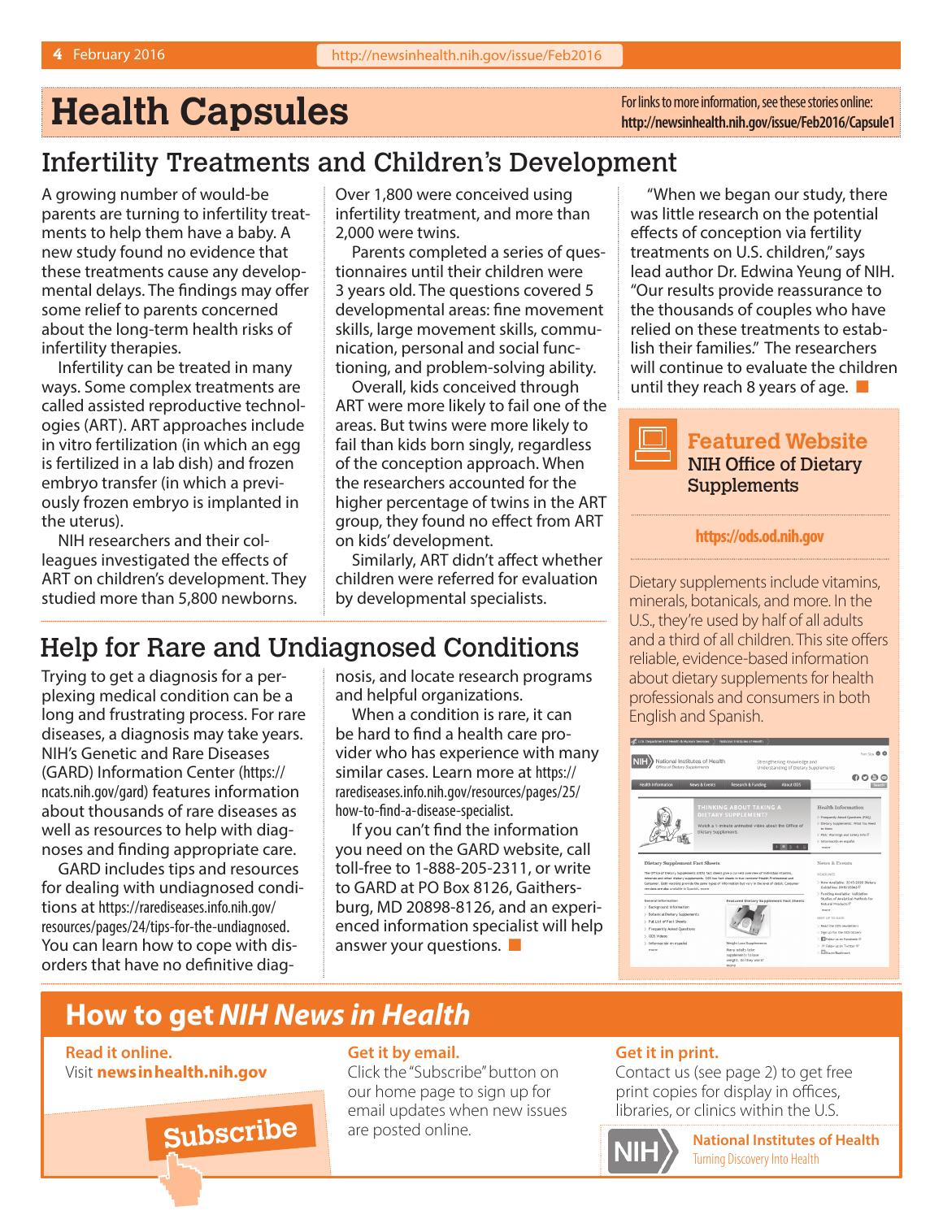# Health Capsules

For links to more information, see these stories online: http://newsinhealth.nih.gov/issue/Feb2016/Capsule1

## Infertility Treatments and Children's Development

A growing number of would-be parents are turning to infertility treatments to help them have a baby. A new study found no evidence that these treatments cause any developmental delays. The findings may offer some relief to parents concerned about the long-term health risks of infertility therapies.

Infertility can be treated in many ways. Some complex treatments are called assisted reproductive technologies (ART). ART approaches include in vitro fertilization (in which an egg is fertilized in a lab dish) and frozen embryo transfer (in which a previously frozen embryo is implanted in the uterus).

NIH researchers and their colleagues investigated the effects of ART on children's development. They studied more than 5,800 newborns. Over 1,800 were conceived using infertility treatment, and more than 2,000 were twins.

Parents completed a series of questionnaires until their children were 3 years old. The questions covered 5 developmental areas: fine movement skills, large movement skills, communication, personal and social functioning, and problem-solving ability.

Overall, kids conceived through ART were more likely to fail one of the areas. But twins were more likely to fail than kids born singly, regardless of the conception approach. When the researchers accounted for the higher percentage of twins in the ART group, they found no effect from ART on kids' development.

Similarly, ART didn't affect whether children were referred for evaluation by developmental specialists.

"When we began our study, there was little research on the potential effects of conception via fertility treatments on U.S. children," says lead author Dr. Edwina Yeung of NIH. "Our results provide reassurance to the thousands of couples who have relied on these treatments to establish their families." The researchers will continue to evaluate the children until they reach 8 years of age. ■

## Help for Rare and Undiagnosed Conditions

Trying to get a diagnosis for a perplexing medical condition can be a long and frustrating process. For rare diseases, a diagnosis may take years. NIH's Genetic and Rare Diseases (GARD) Information Center (https://ncats.nih.gov/gard) features information about thousands of rare diseases as well as resources to help with diagnoses and finding appropriate care.

GARD includes tips and resources for dealing with undiagnosed conditions at https://rarediseases.info.nih.gov/resources/pages/24/tips-for-the-undiagnosed. You can learn how to cope with disorders that have no definitive diagnosis, and locate research programs and helpful organizations.

When a condition is rare, it can be hard to find a health care provider who has experience with many similar cases. Learn more at https://rarediseases.info.nih.gov/resources/pages/25/how-to-find-a-disease-specialist.

If you can't find the information you need on the GARD website, call toll-free to 1-888-205-2311, or write to GARD at PO Box 8126, Gaithersburg, MD 20898-8126, and an experienced information specialist will help answer your questions. ■

## Featured Website

### NIH Office of Dietary Supplements

https://ods.od.nih.gov

Dietary supplements include vitamins, minerals, botanicals, and more. In the U.S., they're used by half of all adults and a third of all children. This site offers reliable, evidence-based information about dietary supplements for health professionals and consumers in both English and Spanish.

## How to get *NIH News in Health*

**Read it online.**
Visit **newsinhealth.nih.gov**

Subscribe

**Get it by email.**
Click the "Subscribe" button on our home page to sign up for email updates when new issues are posted online.

**Get it in print.**
Contact us (see page 2) to get free print copies for display in offices, libraries, or clinics within the U.S.

**National Institutes of Health**
Turning Discovery Into Health